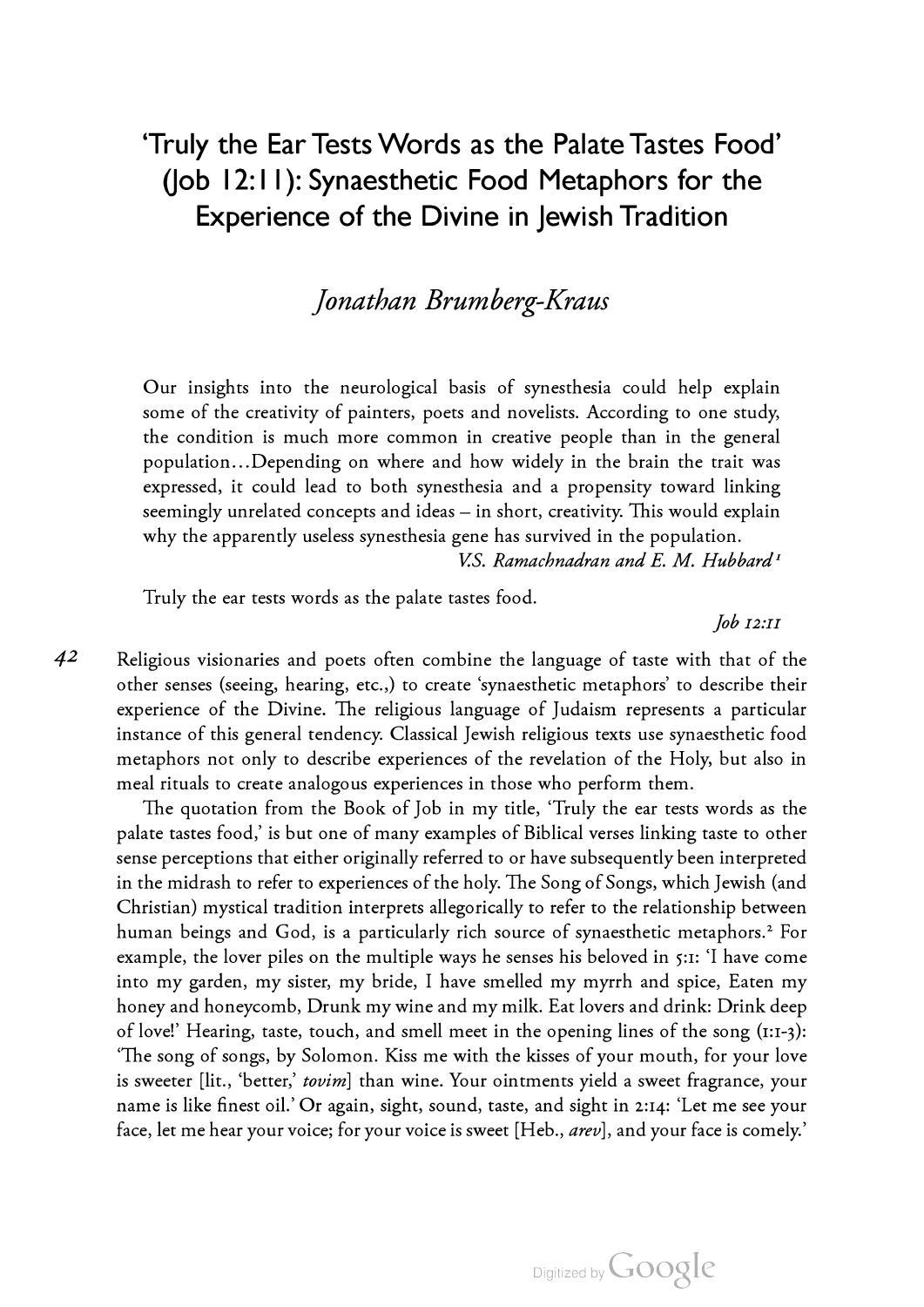# 'Truly the Ear Tests Words as the Palate Tastes Food' (Job 12:11): Synaesthetic Food Metaphors for the Experience of the Divine in Jewish Tradition

*Jonathan Brumberg-Kraus*

> Our insights into the neurological basis of synesthesia could help explain some of the creativity of painters, poets and novelists. According to one study, the condition is much more common in creative people than in the general population…Depending on where and how widely in the brain the trait was expressed, it could lead to both synesthesia and a propensity toward linking seemingly unrelated concepts and ideas – in short, creativity. This would explain why the apparently useless synesthesia gene has survived in the population.
>
> *V.S. Ramachnadran and E. M. Hubbard*[1]

> Truly the ear tests words as the palate tastes food.
>
> *Job 12:11*

Religious visionaries and poets often combine the language of taste with that of the other senses (seeing, hearing, etc.,) to create 'synaesthetic metaphors' to describe their experience of the Divine. The religious language of Judaism represents a particular instance of this general tendency. Classical Jewish religious texts use synaesthetic food metaphors not only to describe experiences of the revelation of the Holy, but also in meal rituals to create analogous experiences in those who perform them.

The quotation from the Book of Job in my title, 'Truly the ear tests words as the palate tastes food,' is but one of many examples of Biblical verses linking taste to other sense perceptions that either originally referred to or have subsequently been interpreted in the midrash to refer to experiences of the holy. The Song of Songs, which Jewish (and Christian) mystical tradition interprets allegorically to refer to the relationship between human beings and God, is a particularly rich source of synaesthetic metaphors.[2] For example, the lover piles on the multiple ways he senses his beloved in 5:1: 'I have come into my garden, my sister, my bride, I have smelled my myrrh and spice, Eaten my honey and honeycomb, Drunk my wine and my milk. Eat lovers and drink: Drink deep of love!' Hearing, taste, touch, and smell meet in the opening lines of the song (1:1-3): 'The song of songs, by Solomon. Kiss me with the kisses of your mouth, for your love is sweeter [lit., 'better,' *tovim*] than wine. Your ointments yield a sweet fragrance, your name is like finest oil.' Or again, sight, sound, taste, and sight in 2:14: 'Let me see your face, let me hear your voice; for your voice is sweet [Heb., *arev*], and your face is comely.'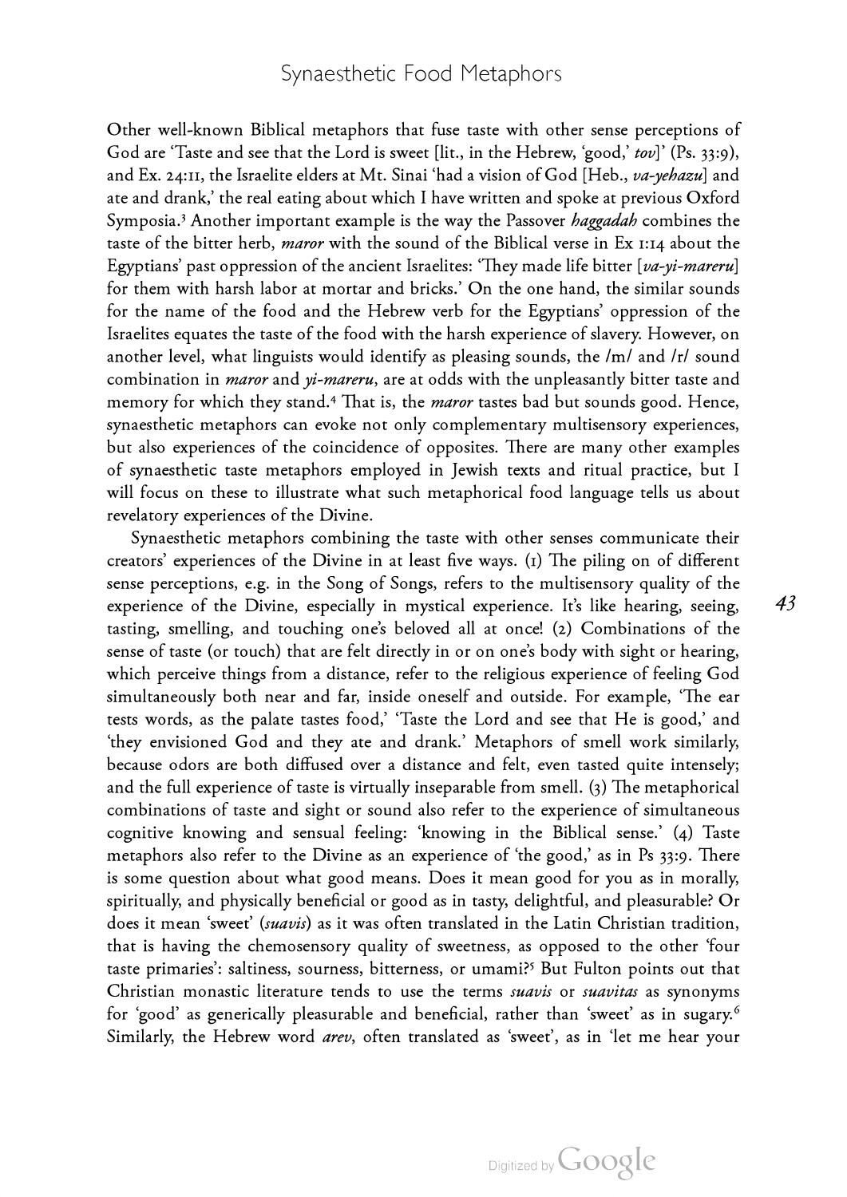Other well-known Biblical metaphors that fuse taste with other sense perceptions of God are 'Taste and see that the Lord is sweet [lit., in the Hebrew, 'good,' *tov*]' (Ps. 33:9), and Ex. 24:11, the Israelite elders at Mt. Sinai 'had a vision of God [Heb., *va-yehazu*] and ate and drank,' the real eating about which I have written and spoke at previous Oxford Symposia.[3] Another important example is the way the Passover *haggadah* combines the taste of the bitter herb, *maror* with the sound of the Biblical verse in Ex 1:14 about the Egyptians' past oppression of the ancient Israelites: 'They made life bitter [*va-yi-mareru*] for them with harsh labor at mortar and bricks.' On the one hand, the similar sounds for the name of the food and the Hebrew verb for the Egyptians' oppression of the Israelites equates the taste of the food with the harsh experience of slavery. However, on another level, what linguists would identify as pleasing sounds, the /m/ and /r/ sound combination in *maror* and *yi-mareru*, are at odds with the unpleasantly bitter taste and memory for which they stand.[4] That is, the *maror* tastes bad but sounds good. Hence, synaesthetic metaphors can evoke not only complementary multisensory experiences, but also experiences of the coincidence of opposites. There are many other examples of synaesthetic taste metaphors employed in Jewish texts and ritual practice, but I will focus on these to illustrate what such metaphorical food language tells us about revelatory experiences of the Divine.

Synaesthetic metaphors combining the taste with other senses communicate their creators' experiences of the Divine in at least five ways. (1) The piling on of different sense perceptions, e.g. in the Song of Songs, refers to the multisensory quality of the experience of the Divine, especially in mystical experience. It's like hearing, seeing, tasting, smelling, and touching one's beloved all at once! (2) Combinations of the sense of taste (or touch) that are felt directly in or on one's body with sight or hearing, which perceive things from a distance, refer to the religious experience of feeling God simultaneously both near and far, inside oneself and outside. For example, 'The ear tests words, as the palate tastes food,' 'Taste the Lord and see that He is good,' and 'they envisioned God and they ate and drank.' Metaphors of smell work similarly, because odors are both diffused over a distance and felt, even tasted quite intensely; and the full experience of taste is virtually inseparable from smell. (3) The metaphorical combinations of taste and sight or sound also refer to the experience of simultaneous cognitive knowing and sensual feeling: 'knowing in the Biblical sense.' (4) Taste metaphors also refer to the Divine as an experience of 'the good,' as in Ps 33:9. There is some question about what good means. Does it mean good for you as in morally, spiritually, and physically beneficial or good as in tasty, delightful, and pleasurable? Or does it mean 'sweet' (*suavis*) as it was often translated in the Latin Christian tradition, that is having the chemosensory quality of sweetness, as opposed to the other 'four taste primaries': saltiness, sourness, bitterness, or umami?[5] But Fulton points out that Christian monastic literature tends to use the terms *suavis* or *suavitas* as synonyms for 'good' as generically pleasurable and beneficial, rather than 'sweet' as in sugary.[6] Similarly, the Hebrew word *arev*, often translated as 'sweet', as in 'let me hear your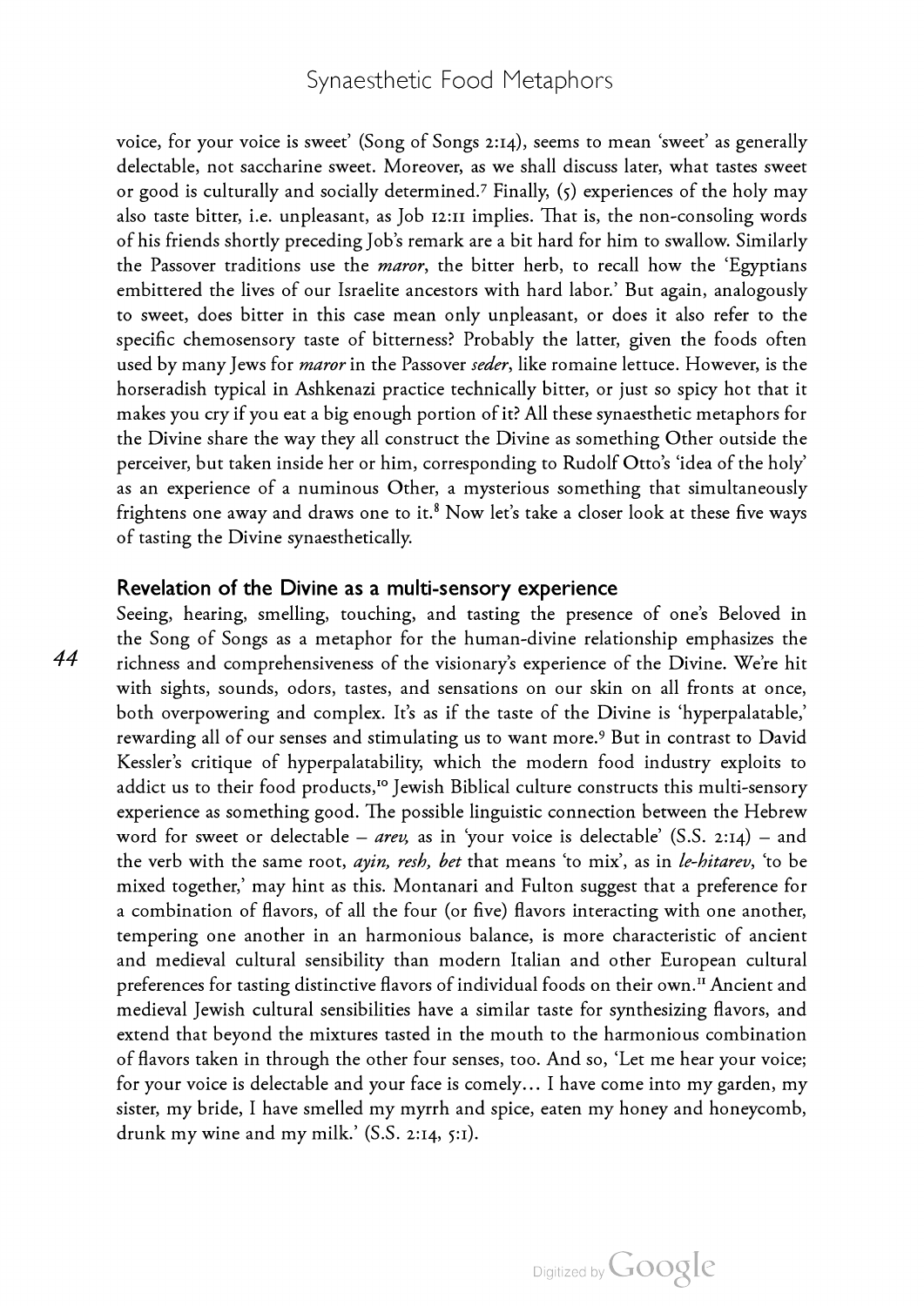voice, for your voice is sweet' (Song of Songs 2:14), seems to mean 'sweet' as generally delectable, not saccharine sweet. Moreover, as we shall discuss later, what tastes sweet or good is culturally and socially determined.[7] Finally, (5) experiences of the holy may also taste bitter, i.e. unpleasant, as Job 12:11 implies. That is, the non-consoling words of his friends shortly preceding Job's remark are a bit hard for him to swallow. Similarly the Passover traditions use the *maror*, the bitter herb, to recall how the 'Egyptians embittered the lives of our Israelite ancestors with hard labor.' But again, analogously to sweet, does bitter in this case mean only unpleasant, or does it also refer to the specific chemosensory taste of bitterness? Probably the latter, given the foods often used by many Jews for *maror* in the Passover *seder*, like romaine lettuce. However, is the horseradish typical in Ashkenazi practice technically bitter, or just so spicy hot that it makes you cry if you eat a big enough portion of it? All these synaesthetic metaphors for the Divine share the way they all construct the Divine as something Other outside the perceiver, but taken inside her or him, corresponding to Rudolf Otto's 'idea of the holy' as an experience of a numinous Other, a mysterious something that simultaneously frightens one away and draws one to it.[8] Now let's take a closer look at these five ways of tasting the Divine synaesthetically.

## Revelation of the Divine as a multi-sensory experience

Seeing, hearing, smelling, touching, and tasting the presence of one's Beloved in the Song of Songs as a metaphor for the human-divine relationship emphasizes the richness and comprehensiveness of the visionary's experience of the Divine. We're hit with sights, sounds, odors, tastes, and sensations on our skin on all fronts at once, both overpowering and complex. It's as if the taste of the Divine is 'hyperpalatable,' rewarding all of our senses and stimulating us to want more.[9] But in contrast to David Kessler's critique of hyperpalatability, which the modern food industry exploits to addict us to their food products,[10] Jewish Biblical culture constructs this multi-sensory experience as something good. The possible linguistic connection between the Hebrew word for sweet or delectable – *arev,* as in 'your voice is delectable' (S.S. 2:14) – and the verb with the same root, *ayin, resh, bet* that means 'to mix', as in *le-hitarev*, 'to be mixed together,' may hint as this. Montanari and Fulton suggest that a preference for a combination of flavors, of all the four (or five) flavors interacting with one another, tempering one another in an harmonious balance, is more characteristic of ancient and medieval cultural sensibility than modern Italian and other European cultural preferences for tasting distinctive flavors of individual foods on their own.[11] Ancient and medieval Jewish cultural sensibilities have a similar taste for synthesizing flavors, and extend that beyond the mixtures tasted in the mouth to the harmonious combination of flavors taken in through the other four senses, too. And so, 'Let me hear your voice; for your voice is delectable and your face is comely… I have come into my garden, my sister, my bride, I have smelled my myrrh and spice, eaten my honey and honeycomb, drunk my wine and my milk.' (S.S. 2:14, 5:1).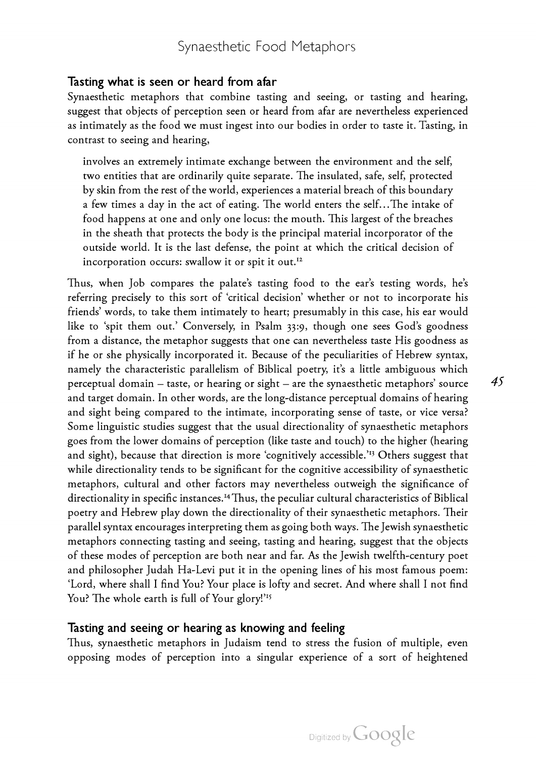## Tasting what is seen or heard from afar

Synaesthetic metaphors that combine tasting and seeing, or tasting and hearing, suggest that objects of perception seen or heard from afar are nevertheless experienced as intimately as the food we must ingest into our bodies in order to taste it. Tasting, in contrast to seeing and hearing,

> involves an extremely intimate exchange between the environment and the self, two entities that are ordinarily quite separate. The insulated, safe, self, protected by skin from the rest of the world, experiences a material breach of this boundary a few times a day in the act of eating. The world enters the self…The intake of food happens at one and only one locus: the mouth. This largest of the breaches in the sheath that protects the body is the principal material incorporator of the outside world. It is the last defense, the point at which the critical decision of incorporation occurs: swallow it or spit it out.[12]

Thus, when Job compares the palate's tasting food to the ear's testing words, he's referring precisely to this sort of 'critical decision' whether or not to incorporate his friends' words, to take them intimately to heart; presumably in this case, his ear would like to 'spit them out.' Conversely, in Psalm 33:9, though one sees God's goodness from a distance, the metaphor suggests that one can nevertheless taste His goodness as if he or she physically incorporated it. Because of the peculiarities of Hebrew syntax, namely the characteristic parallelism of Biblical poetry, it's a little ambiguous which perceptual domain – taste, or hearing or sight – are the synaesthetic metaphors' source and target domain. In other words, are the long-distance perceptual domains of hearing and sight being compared to the intimate, incorporating sense of taste, or vice versa? Some linguistic studies suggest that the usual directionality of synaesthetic metaphors goes from the lower domains of perception (like taste and touch) to the higher (hearing and sight), because that direction is more 'cognitively accessible.'[13] Others suggest that while directionality tends to be significant for the cognitive accessibility of synaesthetic metaphors, cultural and other factors may nevertheless outweigh the significance of directionality in specific instances.[14] Thus, the peculiar cultural characteristics of Biblical poetry and Hebrew play down the directionality of their synaesthetic metaphors. Their parallel syntax encourages interpreting them as going both ways. The Jewish synaesthetic metaphors connecting tasting and seeing, tasting and hearing, suggest that the objects of these modes of perception are both near and far. As the Jewish twelfth-century poet and philosopher Judah Ha-Levi put it in the opening lines of his most famous poem: 'Lord, where shall I find You? Your place is lofty and secret. And where shall I not find You? The whole earth is full of Your glory!'[15]

## Tasting and seeing or hearing as knowing and feeling

Thus, synaesthetic metaphors in Judaism tend to stress the fusion of multiple, even opposing modes of perception into a singular experience of a sort of heightened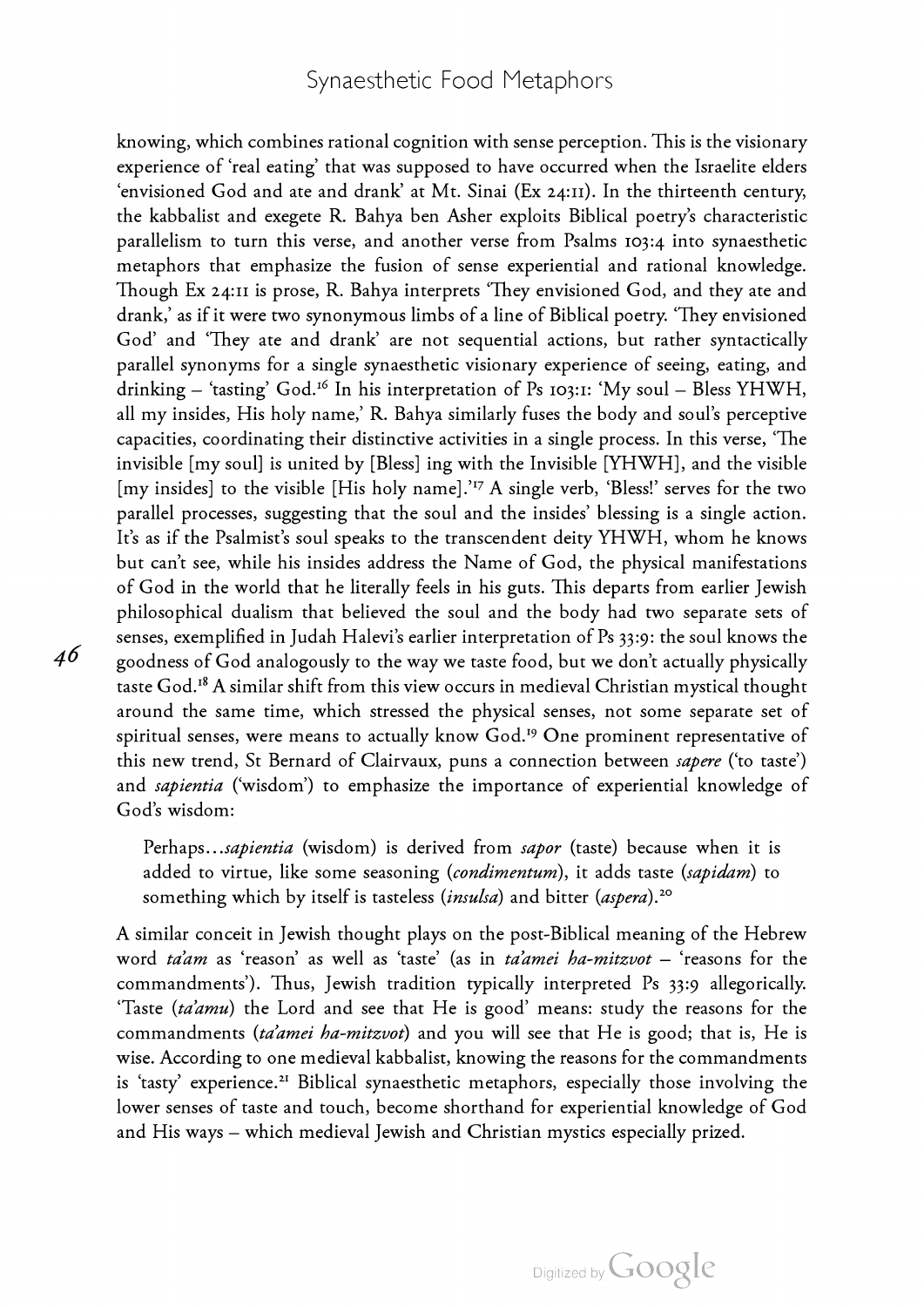knowing, which combines rational cognition with sense perception. This is the visionary experience of 'real eating' that was supposed to have occurred when the Israelite elders 'envisioned God and ate and drank' at Mt. Sinai (Ex 24:11). In the thirteenth century, the kabbalist and exegete R. Bahya ben Asher exploits Biblical poetry's characteristic parallelism to turn this verse, and another verse from Psalms 103:4 into synaesthetic metaphors that emphasize the fusion of sense experiential and rational knowledge. Though Ex 24:11 is prose, R. Bahya interprets 'They envisioned God, and they ate and drank,' as if it were two synonymous limbs of a line of Biblical poetry. 'They envisioned God' and 'They ate and drank' are not sequential actions, but rather syntactically parallel synonyms for a single synaesthetic visionary experience of seeing, eating, and drinking – 'tasting' God.[16] In his interpretation of Ps 103:1: 'My soul – Bless YHWH, all my insides, His holy name,' R. Bahya similarly fuses the body and soul's perceptive capacities, coordinating their distinctive activities in a single process. In this verse, 'The invisible [my soul] is united by [Bless] ing with the Invisible [YHWH], and the visible [my insides] to the visible [His holy name].'[17] A single verb, 'Bless!' serves for the two parallel processes, suggesting that the soul and the insides' blessing is a single action. It's as if the Psalmist's soul speaks to the transcendent deity YHWH, whom he knows but can't see, while his insides address the Name of God, the physical manifestations of God in the world that he literally feels in his guts. This departs from earlier Jewish philosophical dualism that believed the soul and the body had two separate sets of senses, exemplified in Judah Halevi's earlier interpretation of Ps 33:9: the soul knows the goodness of God analogously to the way we taste food, but we don't actually physically taste God.[18] A similar shift from this view occurs in medieval Christian mystical thought around the same time, which stressed the physical senses, not some separate set of spiritual senses, were means to actually know God.[19] One prominent representative of this new trend, St Bernard of Clairvaux, puns a connection between *sapere* ('to taste') and *sapientia* ('wisdom') to emphasize the importance of experiential knowledge of God's wisdom:

> Perhaps…*sapientia* (wisdom) is derived from *sapor* (taste) because when it is added to virtue, like some seasoning (*condimentum*), it adds taste (*sapidam*) to something which by itself is tasteless (*insulsa*) and bitter (*aspera*).[20]

A similar conceit in Jewish thought plays on the post-Biblical meaning of the Hebrew word *ta'am* as 'reason' as well as 'taste' (as in *ta'amei ha-mitzvot* – 'reasons for the commandments'). Thus, Jewish tradition typically interpreted Ps 33:9 allegorically. 'Taste (*ta'amu*) the Lord and see that He is good' means: study the reasons for the commandments (*ta'amei ha-mitzvot*) and you will see that He is good; that is, He is wise. According to one medieval kabbalist, knowing the reasons for the commandments is 'tasty' experience.[21] Biblical synaesthetic metaphors, especially those involving the lower senses of taste and touch, become shorthand for experiential knowledge of God and His ways – which medieval Jewish and Christian mystics especially prized.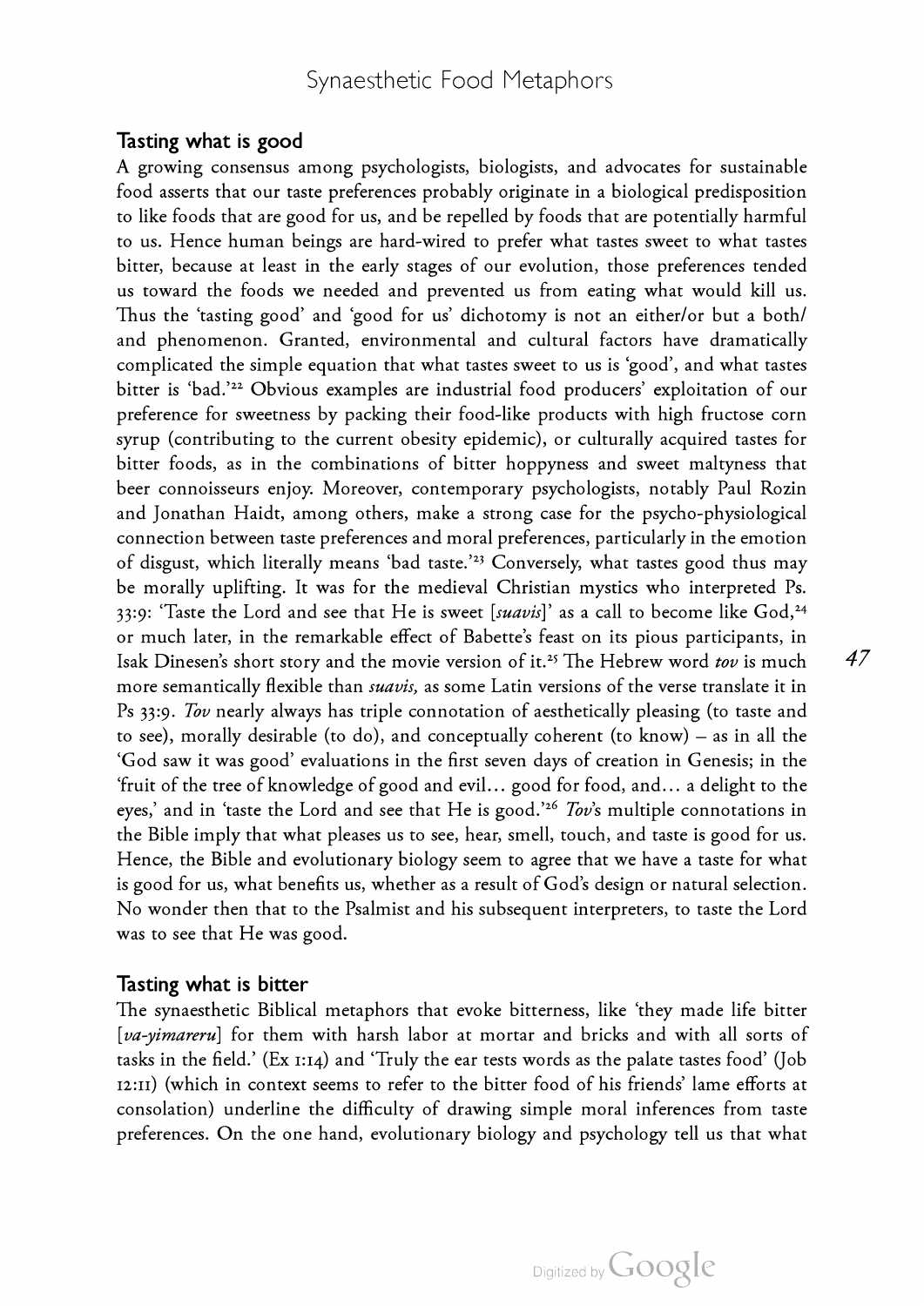## Tasting what is good

A growing consensus among psychologists, biologists, and advocates for sustainable food asserts that our taste preferences probably originate in a biological predisposition to like foods that are good for us, and be repelled by foods that are potentially harmful to us. Hence human beings are hard-wired to prefer what tastes sweet to what tastes bitter, because at least in the early stages of our evolution, those preferences tended us toward the foods we needed and prevented us from eating what would kill us. Thus the 'tasting good' and 'good for us' dichotomy is not an either/or but a both/and phenomenon. Granted, environmental and cultural factors have dramatically complicated the simple equation that what tastes sweet to us is 'good', and what tastes bitter is 'bad.'[22] Obvious examples are industrial food producers' exploitation of our preference for sweetness by packing their food-like products with high fructose corn syrup (contributing to the current obesity epidemic), or culturally acquired tastes for bitter foods, as in the combinations of bitter hoppyness and sweet maltyness that beer connoisseurs enjoy. Moreover, contemporary psychologists, notably Paul Rozin and Jonathan Haidt, among others, make a strong case for the psycho-physiological connection between taste preferences and moral preferences, particularly in the emotion of disgust, which literally means 'bad taste.'[23] Conversely, what tastes good thus may be morally uplifting. It was for the medieval Christian mystics who interpreted Ps. 33:9: 'Taste the Lord and see that He is sweet [*suavis*]' as a call to become like God,[24] or much later, in the remarkable effect of Babette's feast on its pious participants, in Isak Dinesen's short story and the movie version of it.[25] The Hebrew word ***tov*** is much more semantically flexible than *suavis,* as some Latin versions of the verse translate it in Ps 33:9. *Tov* nearly always has triple connotation of aesthetically pleasing (to taste and to see), morally desirable (to do), and conceptually coherent (to know) – as in all the 'God saw it was good' evaluations in the first seven days of creation in Genesis; in the 'fruit of the tree of knowledge of good and evil… good for food, and… a delight to the eyes,' and in 'taste the Lord and see that He is good.'[26] *Tov*'s multiple connotations in the Bible imply that what pleases us to see, hear, smell, touch, and taste is good for us. Hence, the Bible and evolutionary biology seem to agree that we have a taste for what is good for us, what benefits us, whether as a result of God's design or natural selection. No wonder then that to the Psalmist and his subsequent interpreters, to taste the Lord was to see that He was good.

## Tasting what is bitter

The synaesthetic Biblical metaphors that evoke bitterness, like 'they made life bitter [*va-yimareru*] for them with harsh labor at mortar and bricks and with all sorts of tasks in the field.' (Ex 1:14) and 'Truly the ear tests words as the palate tastes food' (Job 12:11) (which in context seems to refer to the bitter food of his friends' lame efforts at consolation) underline the difficulty of drawing simple moral inferences from taste preferences. On the one hand, evolutionary biology and psychology tell us that what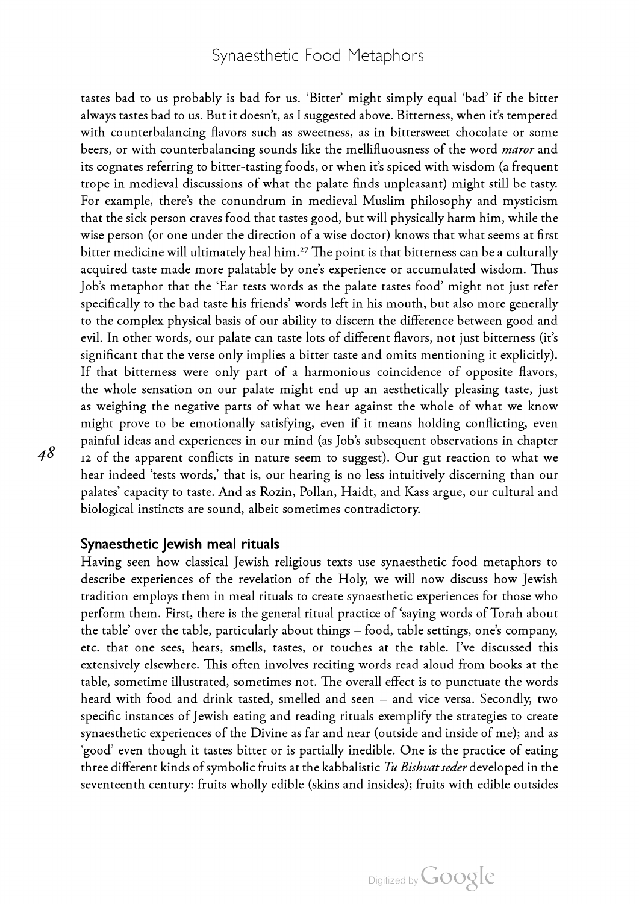tastes bad to us probably is bad for us. 'Bitter' might simply equal 'bad' if the bitter always tastes bad to us. But it doesn't, as I suggested above. Bitterness, when it's tempered with counterbalancing flavors such as sweetness, as in bittersweet chocolate or some beers, or with counterbalancing sounds like the mellifluousness of the word *maror* and its cognates referring to bitter-tasting foods, or when it's spiced with wisdom (a frequent trope in medieval discussions of what the palate finds unpleasant) might still be tasty. For example, there's the conundrum in medieval Muslim philosophy and mysticism that the sick person craves food that tastes good, but will physically harm him, while the wise person (or one under the direction of a wise doctor) knows that what seems at first bitter medicine will ultimately heal him.[27] The point is that bitterness can be a culturally acquired taste made more palatable by one's experience or accumulated wisdom. Thus Job's metaphor that the 'Ear tests words as the palate tastes food' might not just refer specifically to the bad taste his friends' words left in his mouth, but also more generally to the complex physical basis of our ability to discern the difference between good and evil. In other words, our palate can taste lots of different flavors, not just bitterness (it's significant that the verse only implies a bitter taste and omits mentioning it explicitly). If that bitterness were only part of a harmonious coincidence of opposite flavors, the whole sensation on our palate might end up an aesthetically pleasing taste, just as weighing the negative parts of what we hear against the whole of what we know might prove to be emotionally satisfying, even if it means holding conflicting, even painful ideas and experiences in our mind (as Job's subsequent observations in chapter 12 of the apparent conflicts in nature seem to suggest). Our gut reaction to what we hear indeed 'tests words,' that is, our hearing is no less intuitively discerning than our palates' capacity to taste. And as Rozin, Pollan, Haidt, and Kass argue, our cultural and biological instincts are sound, albeit sometimes contradictory.

## Synaesthetic Jewish meal rituals

Having seen how classical Jewish religious texts use synaesthetic food metaphors to describe experiences of the revelation of the Holy, we will now discuss how Jewish tradition employs them in meal rituals to create synaesthetic experiences for those who perform them. First, there is the general ritual practice of 'saying words of Torah about the table' over the table, particularly about things – food, table settings, one's company, etc. that one sees, hears, smells, tastes, or touches at the table. I've discussed this extensively elsewhere. This often involves reciting words read aloud from books at the table, sometime illustrated, sometimes not. The overall effect is to punctuate the words heard with food and drink tasted, smelled and seen – and vice versa. Secondly, two specific instances of Jewish eating and reading rituals exemplify the strategies to create synaesthetic experiences of the Divine as far and near (outside and inside of me); and as 'good' even though it tastes bitter or is partially inedible. One is the practice of eating three different kinds of symbolic fruits at the kabbalistic *Tu Bishvat seder* developed in the seventeenth century: fruits wholly edible (skins and insides); fruits with edible outsides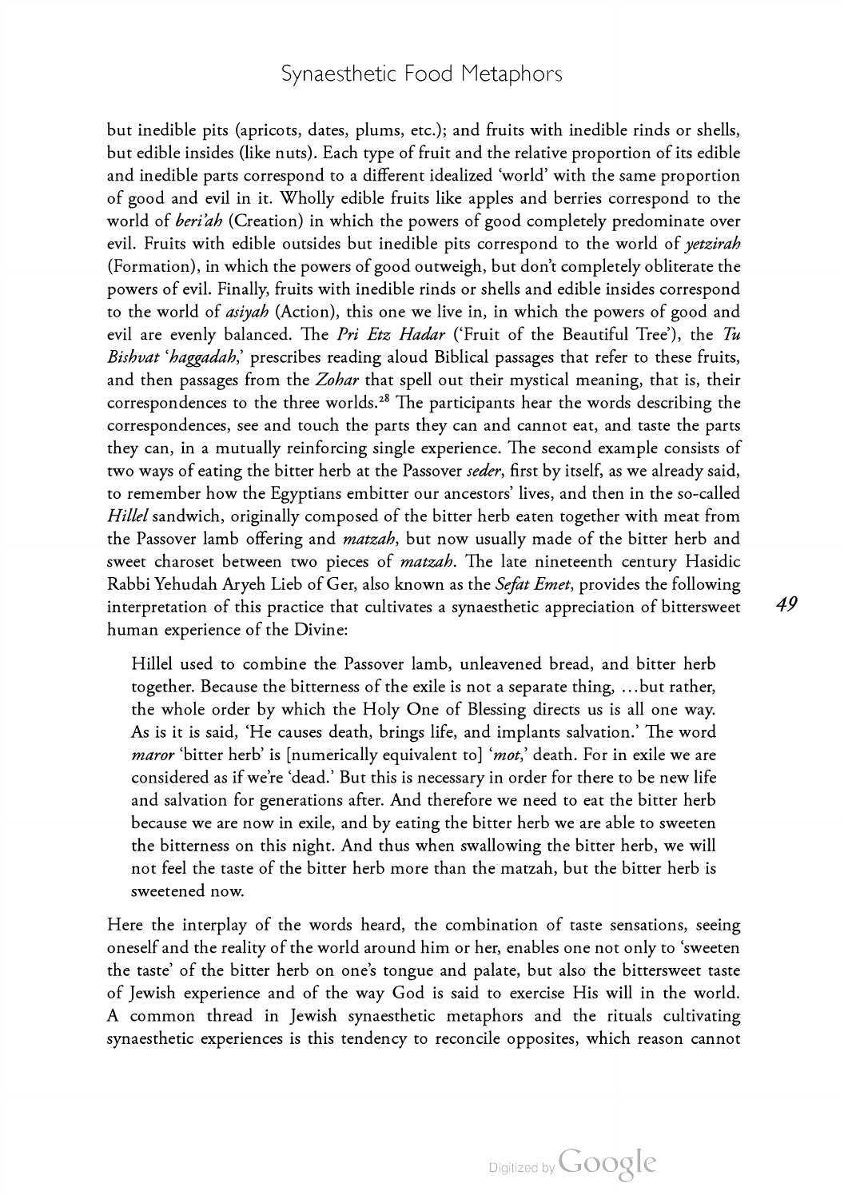but inedible pits (apricots, dates, plums, etc.); and fruits with inedible rinds or shells, but edible insides (like nuts). Each type of fruit and the relative proportion of its edible and inedible parts correspond to a different idealized 'world' with the same proportion of good and evil in it. Wholly edible fruits like apples and berries correspond to the world of *beri'ah* (Creation) in which the powers of good completely predominate over evil. Fruits with edible outsides but inedible pits correspond to the world of *yetzirah* (Formation), in which the powers of good outweigh, but don't completely obliterate the powers of evil. Finally, fruits with inedible rinds or shells and edible insides correspond to the world of *asiyah* (Action), this one we live in, in which the powers of good and evil are evenly balanced. The *Pri Etz Hadar* ('Fruit of the Beautiful Tree'), the *Tu Bishvat* '*haggadah*,' prescribes reading aloud Biblical passages that refer to these fruits, and then passages from the *Zohar* that spell out their mystical meaning, that is, their correspondences to the three worlds.[28] The participants hear the words describing the correspondences, see and touch the parts they can and cannot eat, and taste the parts they can, in a mutually reinforcing single experience. The second example consists of two ways of eating the bitter herb at the Passover *seder*, first by itself, as we already said, to remember how the Egyptians embitter our ancestors' lives, and then in the so-called *Hillel* sandwich, originally composed of the bitter herb eaten together with meat from the Passover lamb offering and *matzah*, but now usually made of the bitter herb and sweet charoset between two pieces of *matzah*. The late nineteenth century Hasidic Rabbi Yehudah Aryeh Lieb of Ger, also known as the *Sefat Emet*, provides the following interpretation of this practice that cultivates a synaesthetic appreciation of bittersweet human experience of the Divine:

> Hillel used to combine the Passover lamb, unleavened bread, and bitter herb together. Because the bitterness of the exile is not a separate thing, …but rather, the whole order by which the Holy One of Blessing directs us is all one way. As is it is said, 'He causes death, brings life, and implants salvation.' The word *maror* 'bitter herb' is [numerically equivalent to] '*mot*,' death. For in exile we are considered as if we're 'dead.' But this is necessary in order for there to be new life and salvation for generations after. And therefore we need to eat the bitter herb because we are now in exile, and by eating the bitter herb we are able to sweeten the bitterness on this night. And thus when swallowing the bitter herb, we will not feel the taste of the bitter herb more than the matzah, but the bitter herb is sweetened now.

Here the interplay of the words heard, the combination of taste sensations, seeing oneself and the reality of the world around him or her, enables one not only to 'sweeten the taste' of the bitter herb on one's tongue and palate, but also the bittersweet taste of Jewish experience and of the way God is said to exercise His will in the world. A common thread in Jewish synaesthetic metaphors and the rituals cultivating synaesthetic experiences is this tendency to reconcile opposites, which reason cannot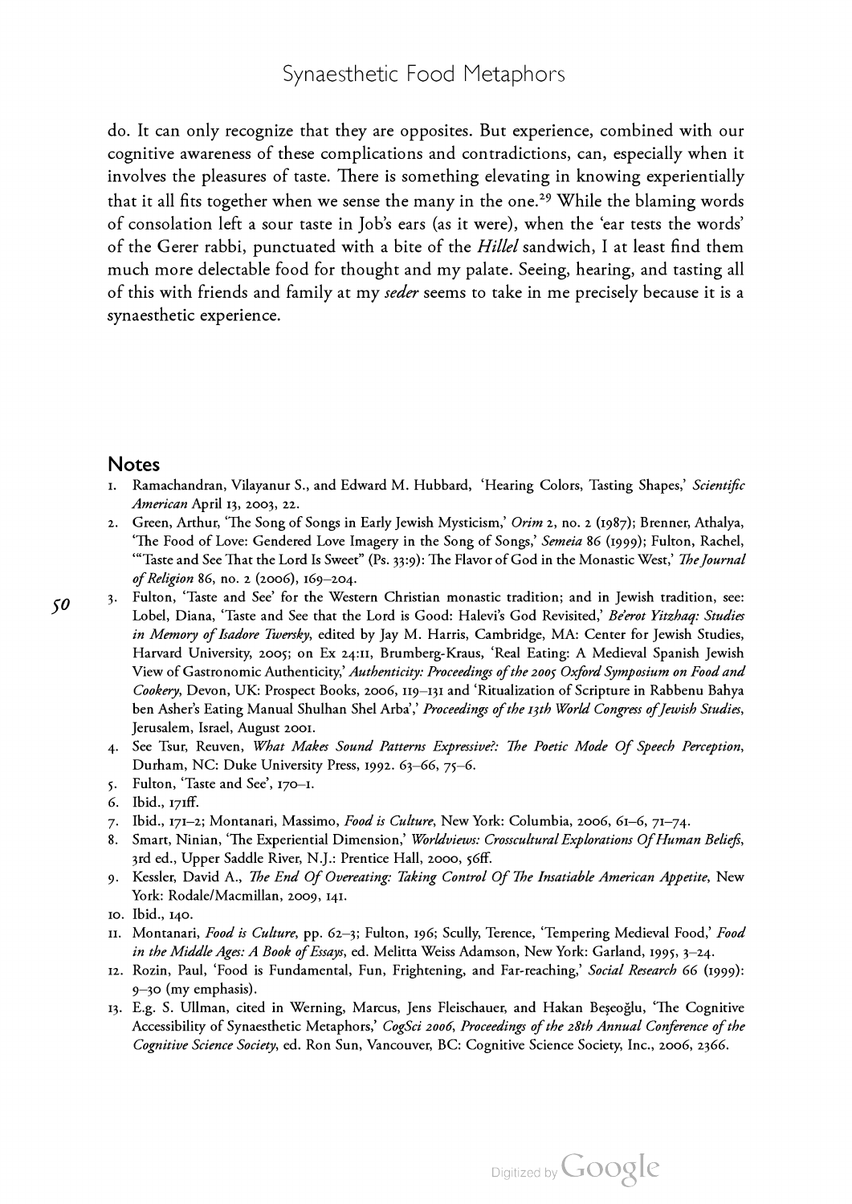do. It can only recognize that they are opposites. But experience, combined with our cognitive awareness of these complications and contradictions, can, especially when it involves the pleasures of taste. There is something elevating in knowing experientially that it all fits together when we sense the many in the one.[29] While the blaming words of consolation left a sour taste in Job's ears (as it were), when the 'ear tests the words' of the Gerer rabbi, punctuated with a bite of the *Hillel* sandwich, I at least find them much more delectable food for thought and my palate. Seeing, hearing, and tasting all of this with friends and family at my *seder* seems to take in me precisely because it is a synaesthetic experience.

## Notes

1. Ramachandran, Vilayanur S., and Edward M. Hubbard, 'Hearing Colors, Tasting Shapes,' *Scientific American* April 13, 2003, 22.
2. Green, Arthur, 'The Song of Songs in Early Jewish Mysticism,' *Orim* 2, no. 2 (1987); Brenner, Athalya, 'The Food of Love: Gendered Love Imagery in the Song of Songs,' *Semeia* 86 (1999); Fulton, Rachel, '"Taste and See That the Lord Is Sweet" (Ps. 33:9): The Flavor of God in the Monastic West,' *The Journal of Religion* 86, no. 2 (2006), 169–204.
3. Fulton, 'Taste and See' for the Western Christian monastic tradition; and in Jewish tradition, see: Lobel, Diana, 'Taste and See that the Lord is Good: Halevi's God Revisited,' *Be'erot Yitzhaq: Studies in Memory of Isadore Twersky*, edited by Jay M. Harris, Cambridge, MA: Center for Jewish Studies, Harvard University, 2005; on Ex 24:11, Brumberg-Kraus, 'Real Eating: A Medieval Spanish Jewish View of Gastronomic Authenticity,' *Authenticity: Proceedings of the 2005 Oxford Symposium on Food and Cookery*, Devon, UK: Prospect Books, 2006, 119–131 and 'Ritualization of Scripture in Rabbenu Bahya ben Asher's Eating Manual Shulhan Shel Arba',' *Proceedings of the 13th World Congress of Jewish Studies*, Jerusalem, Israel, August 2001.
4. See Tsur, Reuven, *What Makes Sound Patterns Expressive?: The Poetic Mode Of Speech Perception*, Durham, NC: Duke University Press, 1992. 63–66, 75–6.
5. Fulton, 'Taste and See', 170–1.
6. Ibid., 171ff.
7. Ibid., 171–2; Montanari, Massimo, *Food is Culture*, New York: Columbia, 2006, 61–6, 71–74.
8. Smart, Ninian, 'The Experiential Dimension,' *Worldviews: Crosscultural Explorations Of Human Beliefs*, 3rd ed., Upper Saddle River, N.J.: Prentice Hall, 2000, 56ff.
9. Kessler, David A., *The End Of Overeating: Taking Control Of The Insatiable American Appetite*, New York: Rodale/Macmillan, 2009, 141.
10. Ibid., 140.
11. Montanari, *Food is Culture*, pp. 62–3; Fulton, 196; Scully, Terence, 'Tempering Medieval Food,' *Food in the Middle Ages: A Book of Essays*, ed. Melitta Weiss Adamson, New York: Garland, 1995, 3–24.
12. Rozin, Paul, 'Food is Fundamental, Fun, Frightening, and Far-reaching,' *Social Research* 66 (1999): 9–30 (my emphasis).
13. E.g. S. Ullman, cited in Werning, Marcus, Jens Fleischauer, and Hakan Beşeoğlu, 'The Cognitive Accessibility of Synaesthetic Metaphors,' *CogSci 2006, Proceedings of the 28th Annual Conference of the Cognitive Science Society*, ed. Ron Sun, Vancouver, BC: Cognitive Science Society, Inc., 2006, 2366.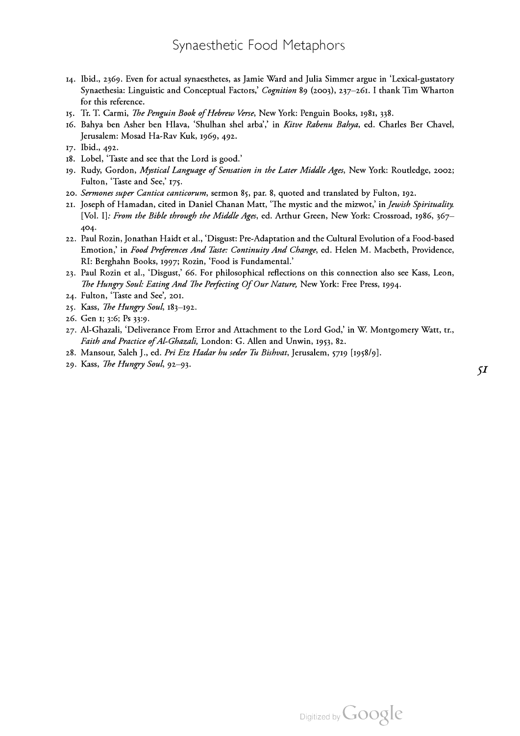14. Ibid., 2369. Even for actual synaesthetes, as Jamie Ward and Julia Simmer argue in 'Lexical-gustatory Synaethesia: Linguistic and Conceptual Factors,' *Cognition* 89 (2003), 237–261. I thank Tim Wharton for this reference.
15. Tr. T. Carmi, *The Penguin Book of Hebrew Verse*, New York: Penguin Books, 1981, 338.
16. Bahya ben Asher ben Hlava, 'Shulhan shel arba',' in *Kitve Rabenu Bahya*, ed. Charles Ber Chavel, Jerusalem: Mosad Ha-Rav Kuk, 1969, 492.
17. Ibid., 492.
18. Lobel, 'Taste and see that the Lord is good.'
19. Rudy, Gordon, *Mystical Language of Sensation in the Later Middle Ages*, New York: Routledge, 2002; Fulton, 'Taste and See,' 175.
20. *Sermones super Cantica canticorum*, sermon 85, par. 8, quoted and translated by Fulton, 192.
21. Joseph of Hamadan, cited in Daniel Chanan Matt, 'The mystic and the mizwot,' in *Jewish Spirituality.* [Vol. I]*: From the Bible through the Middle Ages*, ed. Arthur Green, New York: Crossroad, 1986, 367–404.
22. Paul Rozin, Jonathan Haidt et al., 'Disgust: Pre-Adaptation and the Cultural Evolution of a Food-based Emotion,' in *Food Preferences And Taste: Continuity And Change*, ed. Helen M. Macbeth, Providence, RI: Berghahn Books, 1997; Rozin, 'Food is Fundamental.'
23. Paul Rozin et al., 'Disgust,' 66. For philosophical reflections on this connection also see Kass, Leon, *The Hungry Soul: Eating And The Perfecting Of Our Nature,* New York: Free Press, 1994.
24. Fulton, 'Taste and See', 201.
25. Kass, *The Hungry Soul*, 183–192.
26. Gen 1; 3:6; Ps 33:9.
27. Al-Ghazali, 'Deliverance From Error and Attachment to the Lord God,' in W. Montgomery Watt, tr., *Faith and Practice of Al-Ghazali,* London: G. Allen and Unwin, 1953, 82.
28. Mansour, Saleh J., ed. *Pri Etz Hadar hu seder Tu Bishvat*, Jerusalem, 5719 [1958/9].
29. Kass, *The Hungry Soul*, 92–93.